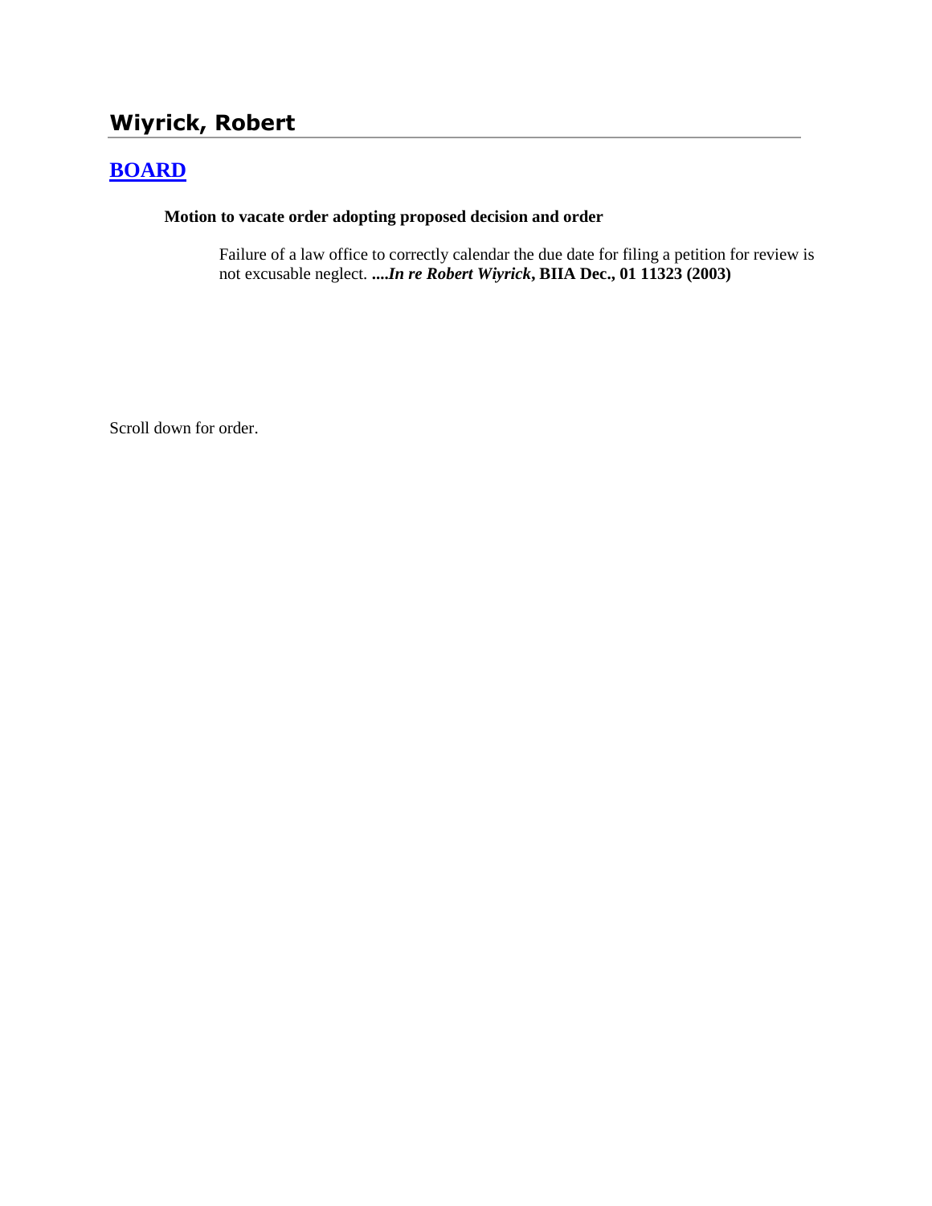## Wiyrick, Robert

### BOARD

**Motion to vacate order adopting proposed decision and order**

Failure of a law office to correctly calendar the due date for filing a petition for review is not excusable neglect. ***....In re Robert Wiyrick*, BIIA Dec., 01 11323 (2003)**

Scroll down for order.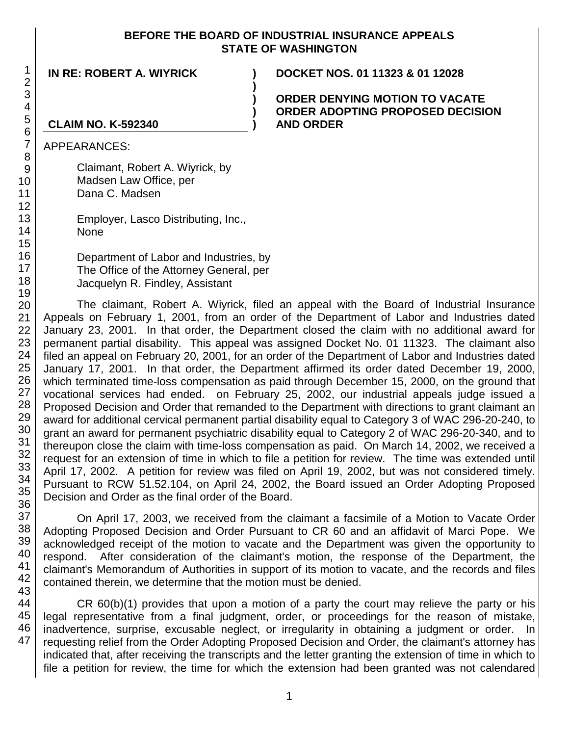**BEFORE THE BOARD OF INDUSTRIAL INSURANCE APPEALS**
**STATE OF WASHINGTON**

**IN RE: ROBERT A. WIYRICK** ) **DOCKET NOS. 01 11323 & 01 12028**

**CLAIM NO. K-592340** ) **ORDER DENYING MOTION TO VACATE ORDER ADOPTING PROPOSED DECISION AND ORDER**

APPEARANCES:

Claimant, Robert A. Wiyrick, by
Madsen Law Office, per
Dana C. Madsen

Employer, Lasco Distributing, Inc.,
None

Department of Labor and Industries, by
The Office of the Attorney General, per
Jacquelyn R. Findley, Assistant

The claimant, Robert A. Wiyrick, filed an appeal with the Board of Industrial Insurance Appeals on February 1, 2001, from an order of the Department of Labor and Industries dated January 23, 2001. In that order, the Department closed the claim with no additional award for permanent partial disability. This appeal was assigned Docket No. 01 11323. The claimant also filed an appeal on February 20, 2001, for an order of the Department of Labor and Industries dated January 17, 2001. In that order, the Department affirmed its order dated December 19, 2000, which terminated time-loss compensation as paid through December 15, 2000, on the ground that vocational services had ended. on February 25, 2002, our industrial appeals judge issued a Proposed Decision and Order that remanded to the Department with directions to grant claimant an award for additional cervical permanent partial disability equal to Category 3 of WAC 296-20-240, to grant an award for permanent psychiatric disability equal to Category 2 of WAC 296-20-340, and to thereupon close the claim with time-loss compensation as paid. On March 14, 2002, we received a request for an extension of time in which to file a petition for review. The time was extended until April 17, 2002. A petition for review was filed on April 19, 2002, but was not considered timely. Pursuant to RCW 51.52.104, on April 24, 2002, the Board issued an Order Adopting Proposed Decision and Order as the final order of the Board.

On April 17, 2003, we received from the claimant a facsimile of a Motion to Vacate Order Adopting Proposed Decision and Order Pursuant to CR 60 and an affidavit of Marci Pope. We acknowledged receipt of the motion to vacate and the Department was given the opportunity to respond. After consideration of the claimant's motion, the response of the Department, the claimant's Memorandum of Authorities in support of its motion to vacate, and the records and files contained therein, we determine that the motion must be denied.

CR 60(b)(1) provides that upon a motion of a party the court may relieve the party or his legal representative from a final judgment, order, or proceedings for the reason of mistake, inadvertence, surprise, excusable neglect, or irregularity in obtaining a judgment or order. In requesting relief from the Order Adopting Proposed Decision and Order, the claimant's attorney has indicated that, after receiving the transcripts and the letter granting the extension of time in which to file a petition for review, the time for which the extension had been granted was not calendared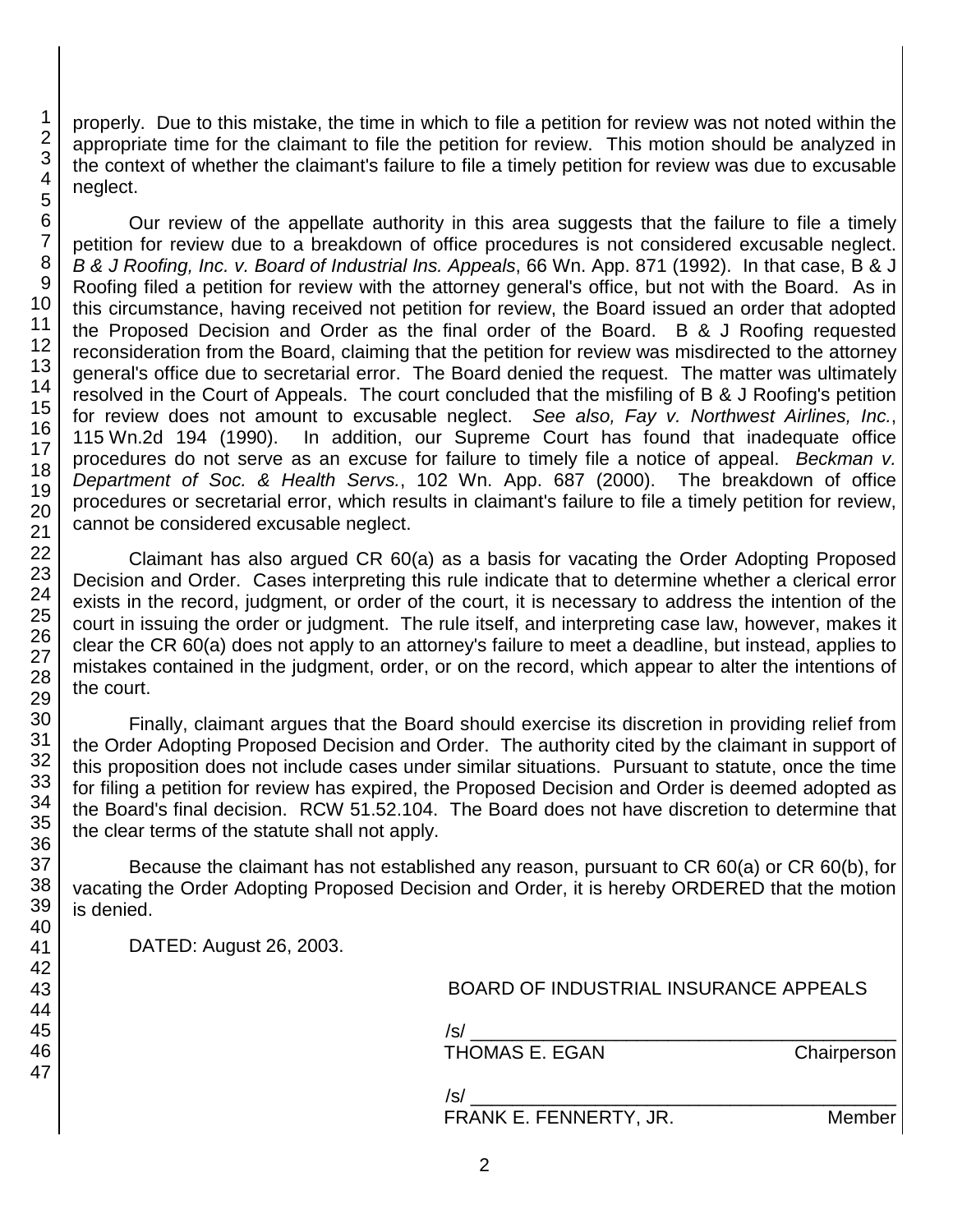properly. Due to this mistake, the time in which to file a petition for review was not noted within the appropriate time for the claimant to file the petition for review. This motion should be analyzed in the context of whether the claimant's failure to file a timely petition for review was due to excusable neglect.

Our review of the appellate authority in this area suggests that the failure to file a timely petition for review due to a breakdown of office procedures is not considered excusable neglect. *B & J Roofing, Inc. v. Board of Industrial Ins. Appeals*, 66 Wn. App. 871 (1992). In that case, B & J Roofing filed a petition for review with the attorney general's office, but not with the Board. As in this circumstance, having received not petition for review, the Board issued an order that adopted the Proposed Decision and Order as the final order of the Board. B & J Roofing requested reconsideration from the Board, claiming that the petition for review was misdirected to the attorney general's office due to secretarial error. The Board denied the request. The matter was ultimately resolved in the Court of Appeals. The court concluded that the misfiling of B & J Roofing's petition for review does not amount to excusable neglect. *See also, Fay v. Northwest Airlines, Inc.*, 115 Wn.2d 194 (1990). In addition, our Supreme Court has found that inadequate office procedures do not serve as an excuse for failure to timely file a notice of appeal. *Beckman v. Department of Soc. & Health Servs.*, 102 Wn. App. 687 (2000). The breakdown of office procedures or secretarial error, which results in claimant's failure to file a timely petition for review, cannot be considered excusable neglect.

Claimant has also argued CR 60(a) as a basis for vacating the Order Adopting Proposed Decision and Order. Cases interpreting this rule indicate that to determine whether a clerical error exists in the record, judgment, or order of the court, it is necessary to address the intention of the court in issuing the order or judgment. The rule itself, and interpreting case law, however, makes it clear the CR 60(a) does not apply to an attorney's failure to meet a deadline, but instead, applies to mistakes contained in the judgment, order, or on the record, which appear to alter the intentions of the court.

Finally, claimant argues that the Board should exercise its discretion in providing relief from the Order Adopting Proposed Decision and Order. The authority cited by the claimant in support of this proposition does not include cases under similar situations. Pursuant to statute, once the time for filing a petition for review has expired, the Proposed Decision and Order is deemed adopted as the Board's final decision. RCW 51.52.104. The Board does not have discretion to determine that the clear terms of the statute shall not apply.

Because the claimant has not established any reason, pursuant to CR 60(a) or CR 60(b), for vacating the Order Adopting Proposed Decision and Order, it is hereby ORDERED that the motion is denied.

DATED: August 26, 2003.

BOARD OF INDUSTRIAL INSURANCE APPEALS

/s/ ________________________________________
THOMAS E. EGAN Chairperson

/s/ ________________________________________
FRANK E. FENNERTY, JR. Member